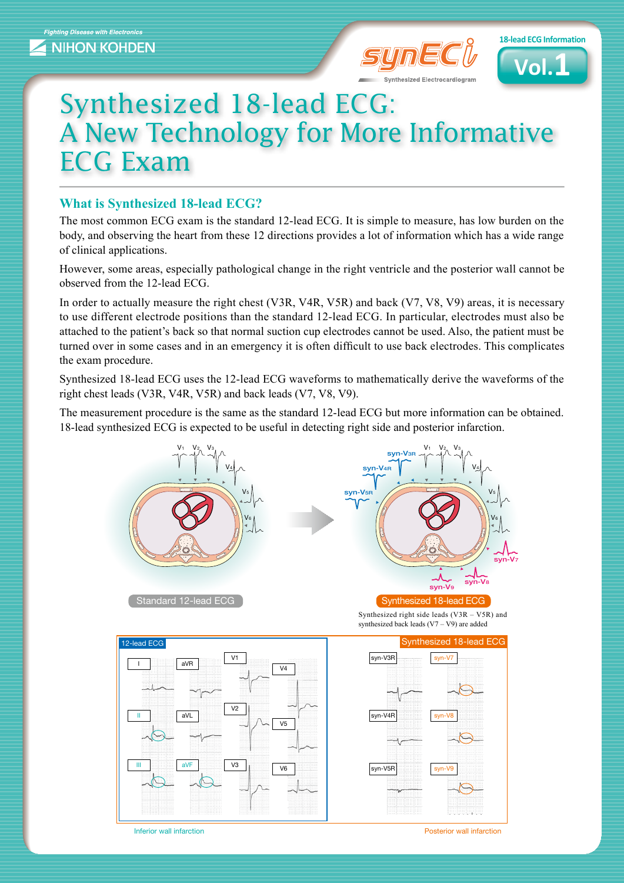Fighting Disease with Electronics

NIHON KOHDEN

synECi — Synthesized Electrocardiogram

18-lead ECG Information

Vol.1

# Synthesized 18-lead ECG: A New Technology for More Informative ECG Exam

## What is Synthesized 18-lead ECG?

The most common ECG exam is the standard 12-lead ECG. It is simple to measure, has low burden on the body, and observing the heart from these 12 directions provides a lot of information which has a wide range of clinical applications.

However, some areas, especially pathological change in the right ventricle and the posterior wall cannot be observed from the 12-lead ECG.

In order to actually measure the right chest (V3R, V4R, V5R) and back (V7, V8, V9) areas, it is necessary to use different electrode positions than the standard 12-lead ECG. In particular, electrodes must also be attached to the patient's back so that normal suction cup electrodes cannot be used. Also, the patient must be turned over in some cases and in an emergency it is often difficult to use back electrodes. This complicates the exam procedure.

Synthesized 18-lead ECG uses the 12-lead ECG waveforms to mathematically derive the waveforms of the right chest leads (V3R, V4R, V5R) and back leads (V7, V8, V9).

The measurement procedure is the same as the standard 12-lead ECG but more information can be obtained. 18-lead synthesized ECG is expected to be useful in detecting right side and posterior infarction.

Standard 12-lead ECG

Synthesized 18-lead ECG

Synthesized right side leads (V3R – V5R) and synthesized back leads (V7 – V9) are added

12-lead ECG

Synthesized 18-lead ECG

Inferior wall infarction

Posterior wall infarction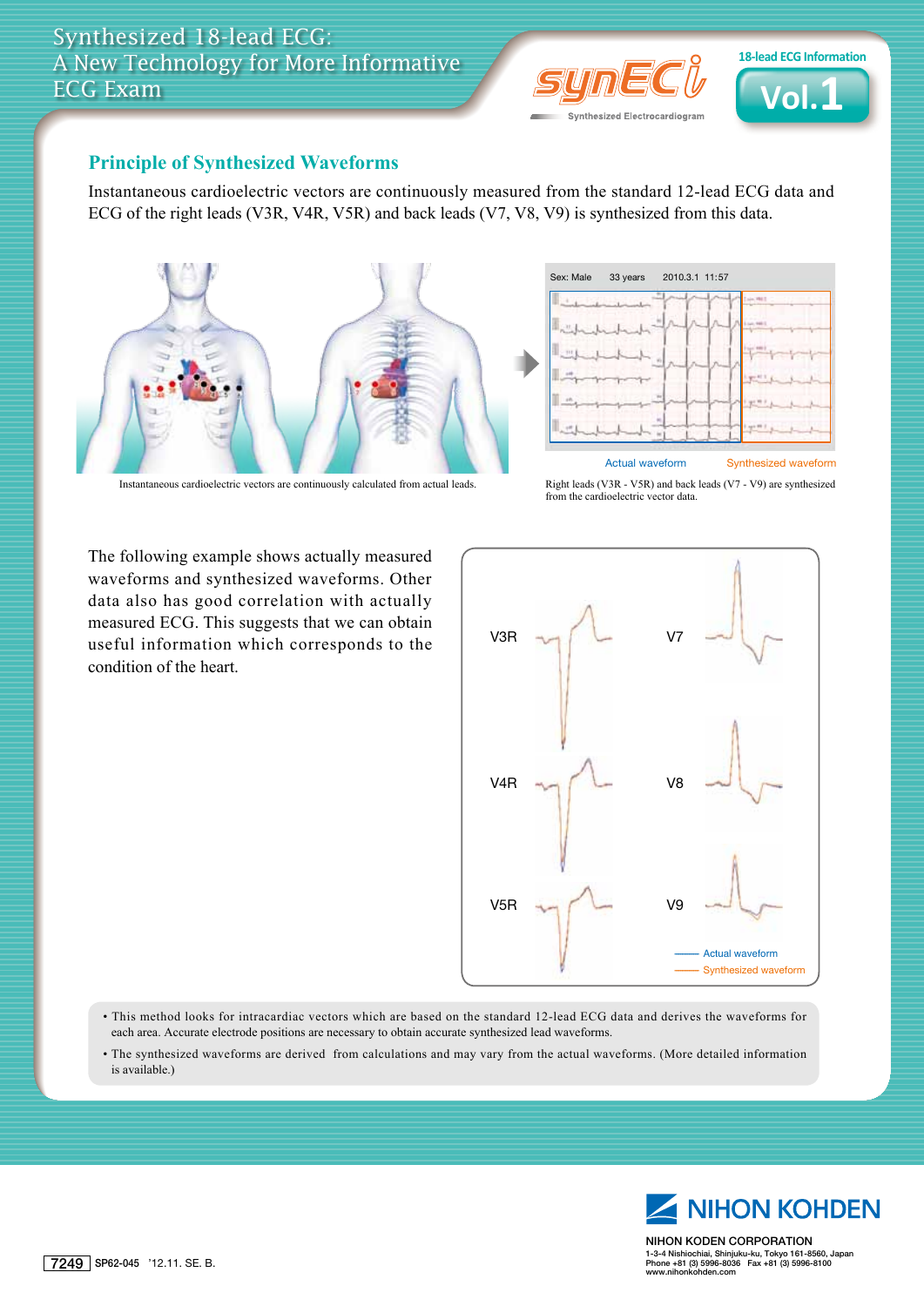# Synthesized 18-lead ECG: A New Technology for More Informative ECG Exam

synECi
Synthesized Electrocardiogram

18-lead ECG Information
Vol.1

## Principle of Synthesized Waveforms

Instantaneous cardioelectric vectors are continuously measured from the standard 12-lead ECG data and ECG of the right leads (V3R, V4R, V5R) and back leads (V7, V8, V9) is synthesized from this data.

Sex: Male 33 years 2010.3.1 11:57

Actual waveform
Synthesized waveform

Instantaneous cardioelectric vectors are continuously calculated from actual leads.

Right leads (V3R - V5R) and back leads (V7 - V9) are synthesized from the cardioelectric vector data.

The following example shows actually measured waveforms and synthesized waveforms. Other data also has good correlation with actually measured ECG. This suggests that we can obtain useful information which corresponds to the condition of the heart.

V3R
V7
V4R
V8
V5R
V9

Actual waveform
Synthesized waveform

- This method looks for intracardiac vectors which are based on the standard 12-lead ECG data and derives the waveforms for each area. Accurate electrode positions are necessary to obtain accurate synthesized lead waveforms.
- The synthesized waveforms are derived from calculations and may vary from the actual waveforms. (More detailed information is available.)

NIHON KOHDEN

NIHON KODEN CORPORATION
1-3-4 Nishiochiai, Shinjuku-ku, Tokyo 161-8560, Japan
Phone +81 (3) 5996-8036 Fax +81 (3) 5996-8100
www.nihonkohden.com

7249 SP62-045 '12.11. SE. B.